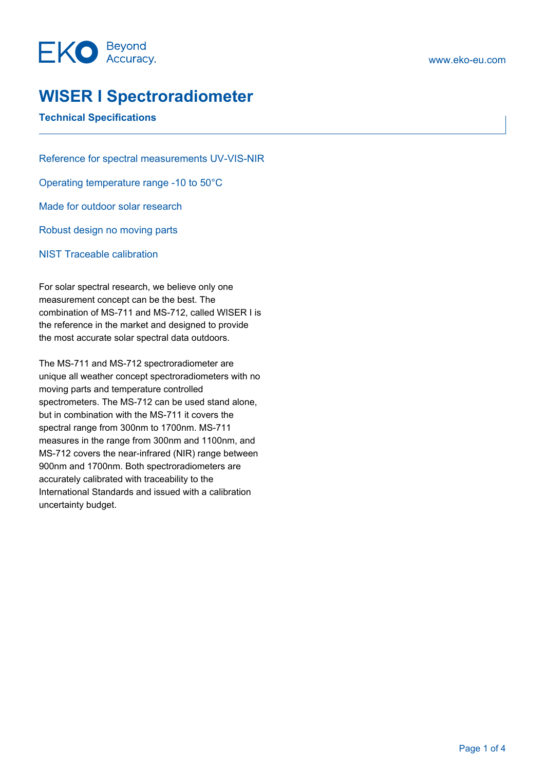# WISER I Spectroradiometer

## Technical Specifications

Reference for spectral measurements UV-VIS-NIR

Operating temperature range -10 to 50°C

Made for outdoor solar research

Robust design no moving parts

NIST Traceable calibration

For solar spectral research, we believe only one measurement concept can be the best. The combination of MS-711 and MS-712, called WISER I is the reference in the market and designed to provide the most accurate solar spectral data outdoors.

The MS-711 and MS-712 spectroradiometer are unique all weather concept spectroradiometers with no moving parts and temperature controlled spectrometers. The MS-712 can be used stand alone, but in combination with the MS-711 it covers the spectral range from 300nm to 1700nm. MS-711 measures in the range from 300nm and 1100nm, and MS-712 covers the near-infrared (NIR) range between 900nm and 1700nm. Both spectroradiometers are accurately calibrated with traceability to the International Standards and issued with a calibration uncertainty budget.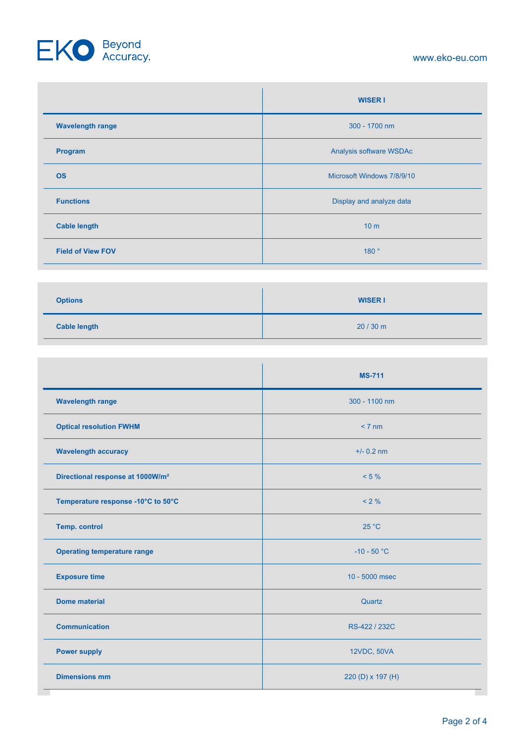| | WISER I |
|---|---|
| **Wavelength range** | 300 - 1700 nm |
| **Program** | Analysis software WSDAc |
| **OS** | Microsoft Windows 7/8/9/10 |
| **Functions** | Display and analyze data |
| **Cable length** | 10 m |
| **Field of View FOV** | 180 ° |

| Options | WISER I |
|---|---|
| **Cable length** | 20 / 30 m |

| | MS-711 |
|---|---|
| **Wavelength range** | 300 - 1100 nm |
| **Optical resolution FWHM** | < 7 nm |
| **Wavelength accuracy** | +/- 0.2 nm |
| **Directional response at 1000W/m²** | < 5 % |
| **Temperature response -10°C to 50°C** | < 2 % |
| **Temp. control** | 25 °C |
| **Operating temperature range** | -10 - 50 °C |
| **Exposure time** | 10 - 5000 msec |
| **Dome material** | Quartz |
| **Communication** | RS-422 / 232C |
| **Power supply** | 12VDC, 50VA |
| **Dimensions mm** | 220 (D) x 197 (H) |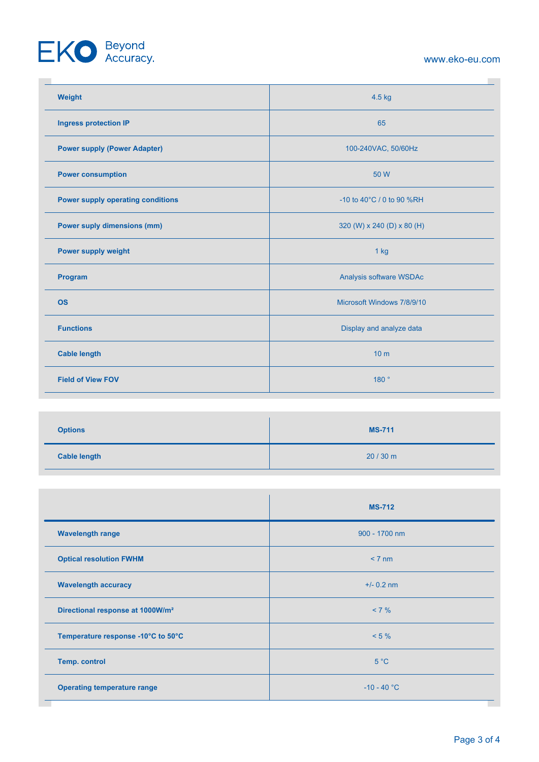| | |
|---|---|
| **Weight** | 4.5 kg |
| **Ingress protection IP** | 65 |
| **Power supply (Power Adapter)** | 100-240VAC, 50/60Hz |
| **Power consumption** | 50 W |
| **Power supply operating conditions** | -10 to 40°C / 0 to 90 %RH |
| **Power suply dimensions (mm)** | 320 (W) x 240 (D) x 80 (H) |
| **Power supply weight** | 1 kg |
| **Program** | Analysis software WSDAc |
| **OS** | Microsoft Windows 7/8/9/10 |
| **Functions** | Display and analyze data |
| **Cable length** | 10 m |
| **Field of View FOV** | 180 ° |

| **Options** | **MS-711** |
|---|---|
| **Cable length** | 20 / 30 m |

| | **MS-712** |
|---|---|
| **Wavelength range** | 900 - 1700 nm |
| **Optical resolution FWHM** | < 7 nm |
| **Wavelength accuracy** | +/- 0.2 nm |
| **Directional response at 1000W/m²** | < 7 % |
| **Temperature response -10°C to 50°C** | < 5 % |
| **Temp. control** | 5 °C |
| **Operating temperature range** | -10 - 40 °C |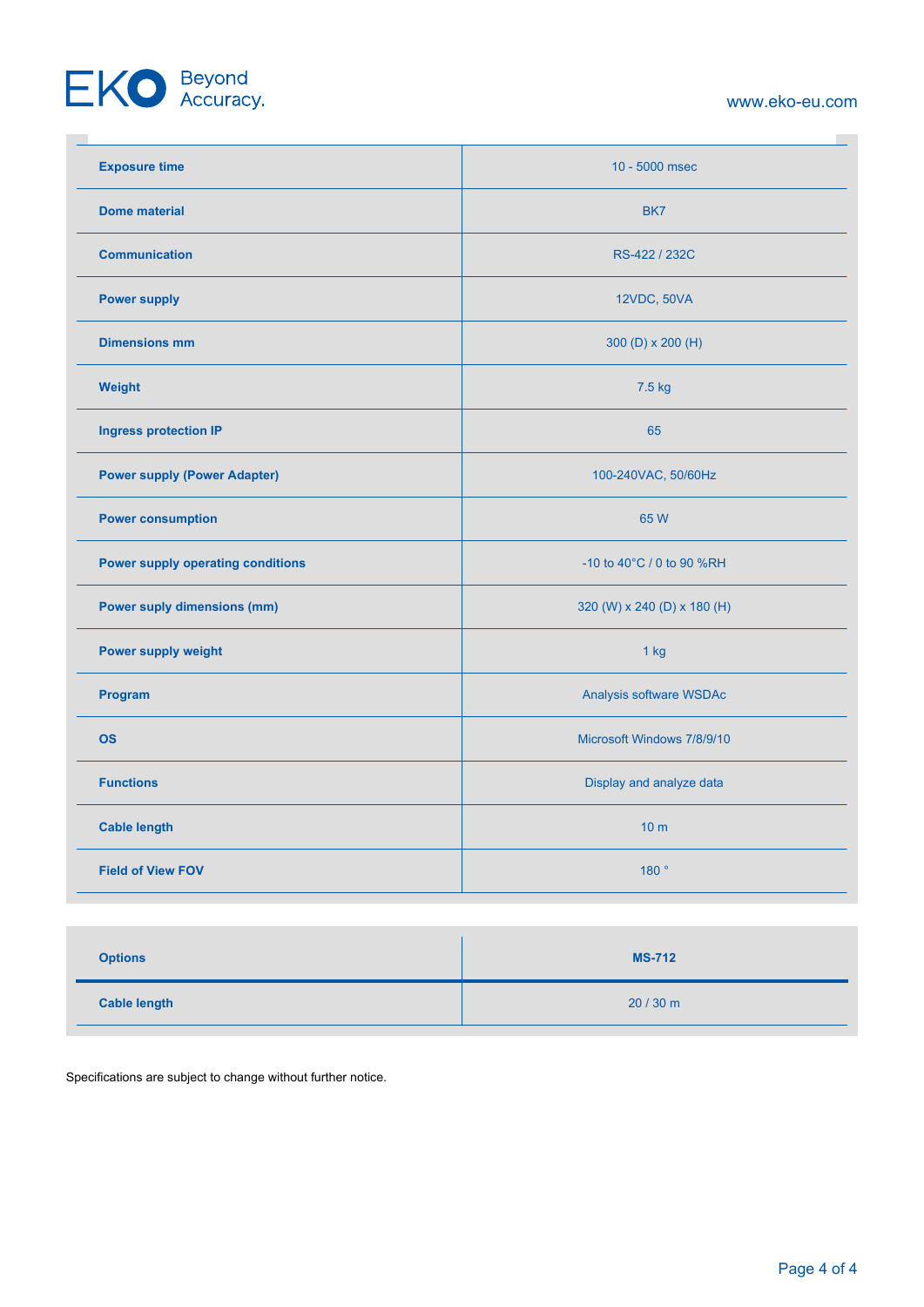| | |
|---|---|
| **Exposure time** | 10 - 5000 msec |
| **Dome material** | BK7 |
| **Communication** | RS-422 / 232C |
| **Power supply** | 12VDC, 50VA |
| **Dimensions mm** | 300 (D) x 200 (H) |
| **Weight** | 7.5 kg |
| **Ingress protection IP** | 65 |
| **Power supply (Power Adapter)** | 100-240VAC, 50/60Hz |
| **Power consumption** | 65 W |
| **Power supply operating conditions** | -10 to 40°C / 0 to 90 %RH |
| **Power suply dimensions (mm)** | 320 (W) x 240 (D) x 180 (H) |
| **Power supply weight** | 1 kg |
| **Program** | Analysis software WSDAc |
| **OS** | Microsoft Windows 7/8/9/10 |
| **Functions** | Display and analyze data |
| **Cable length** | 10 m |
| **Field of View FOV** | 180 ° |

| **Options** | **MS-712** |
|---|---|
| **Cable length** | 20 / 30 m |

Specifications are subject to change without further notice.